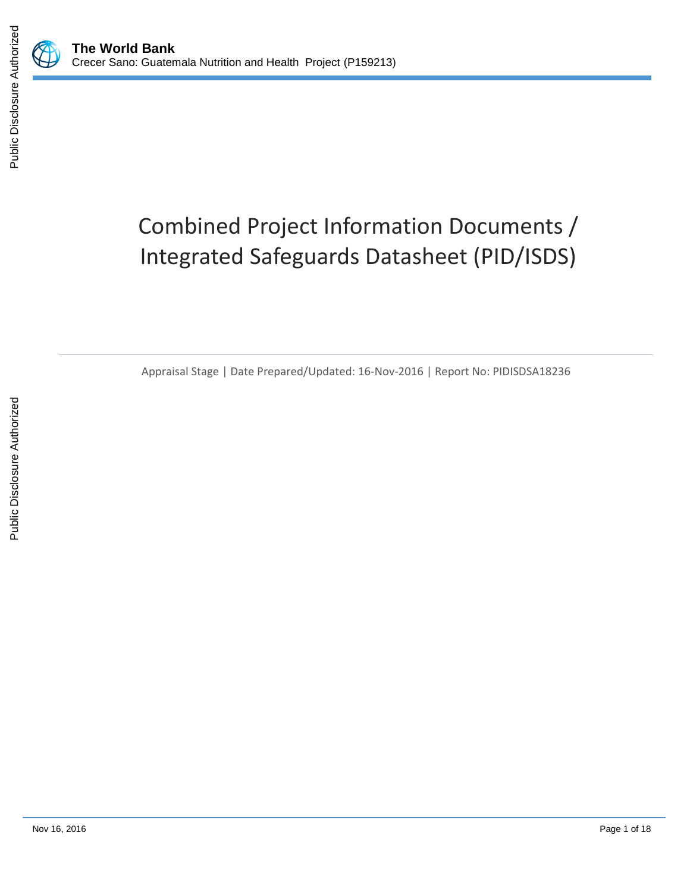**The World Bank**
Crecer Sano: Guatemala Nutrition and Health Project (P159213)

# Combined Project Information Documents / Integrated Safeguards Datasheet (PID/ISDS)

Appraisal Stage | Date Prepared/Updated: 16-Nov-2016 | Report No: PIDISDSA18236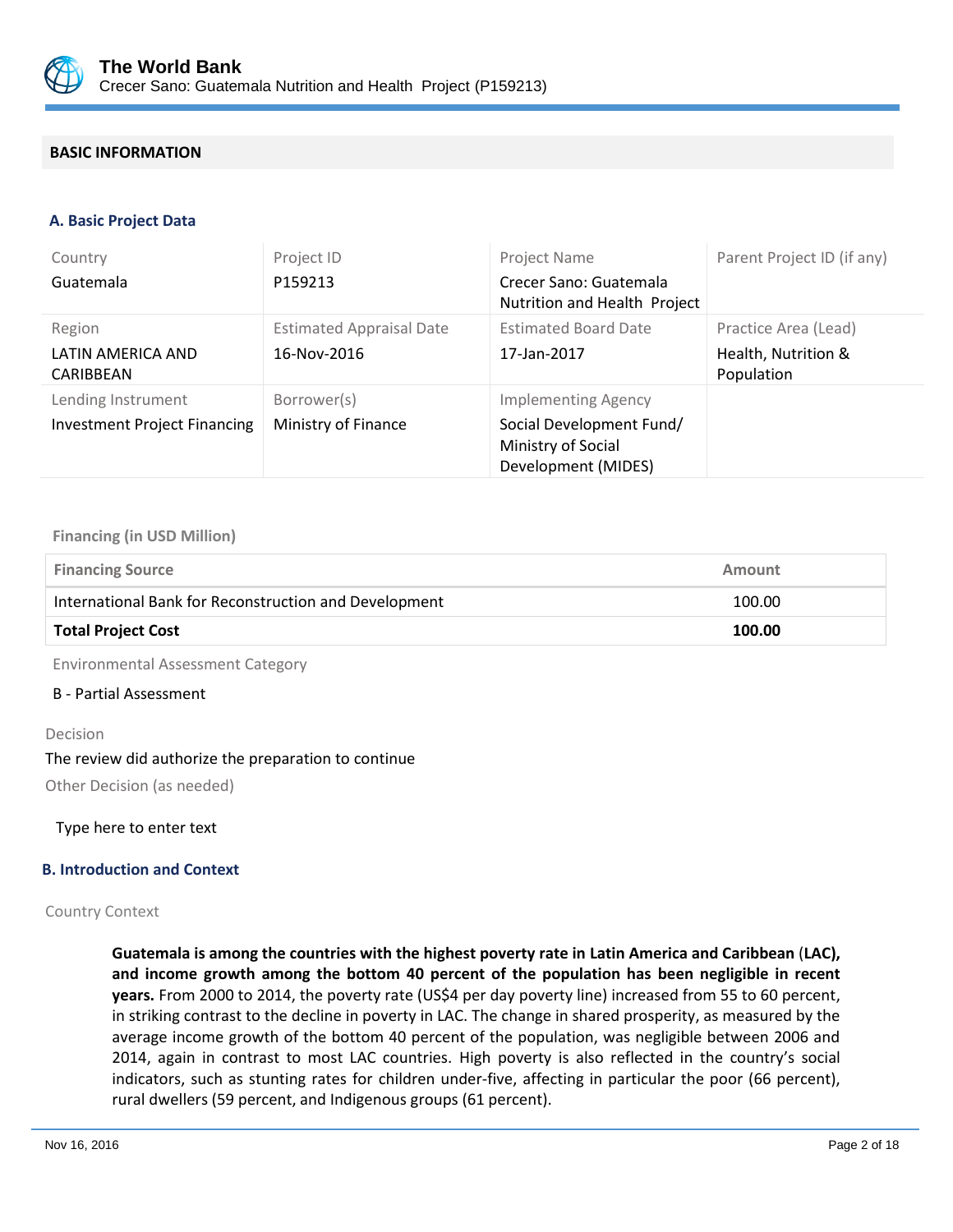## BASIC INFORMATION

### A. Basic Project Data

| Country | Project ID | Project Name | Parent Project ID (if any) |
|---|---|---|---|
| Guatemala | P159213 | Crecer Sano: Guatemala Nutrition and Health Project | |
| **Region** | **Estimated Appraisal Date** | **Estimated Board Date** | **Practice Area (Lead)** |
| LATIN AMERICA AND CARIBBEAN | 16-Nov-2016 | 17-Jan-2017 | Health, Nutrition & Population |
| **Lending Instrument** | **Borrower(s)** | **Implementing Agency** | |
| Investment Project Financing | Ministry of Finance | Social Development Fund/ Ministry of Social Development (MIDES) | |

Financing (in USD Million)

| Financing Source | Amount |
|---|---|
| International Bank for Reconstruction and Development | 100.00 |
| **Total Project Cost** | **100.00** |

Environmental Assessment Category

B - Partial Assessment

Decision

The review did authorize the preparation to continue

Other Decision (as needed)

Type here to enter text

### B. Introduction and Context

Country Context

**Guatemala is among the countries with the highest poverty rate in Latin America and Caribbean (LAC), and income growth among the bottom 40 percent of the population has been negligible in recent years.** From 2000 to 2014, the poverty rate (US$4 per day poverty line) increased from 55 to 60 percent, in striking contrast to the decline in poverty in LAC. The change in shared prosperity, as measured by the average income growth of the bottom 40 percent of the population, was negligible between 2006 and 2014, again in contrast to most LAC countries. High poverty is also reflected in the country's social indicators, such as stunting rates for children under-five, affecting in particular the poor (66 percent), rural dwellers (59 percent, and Indigenous groups (61 percent).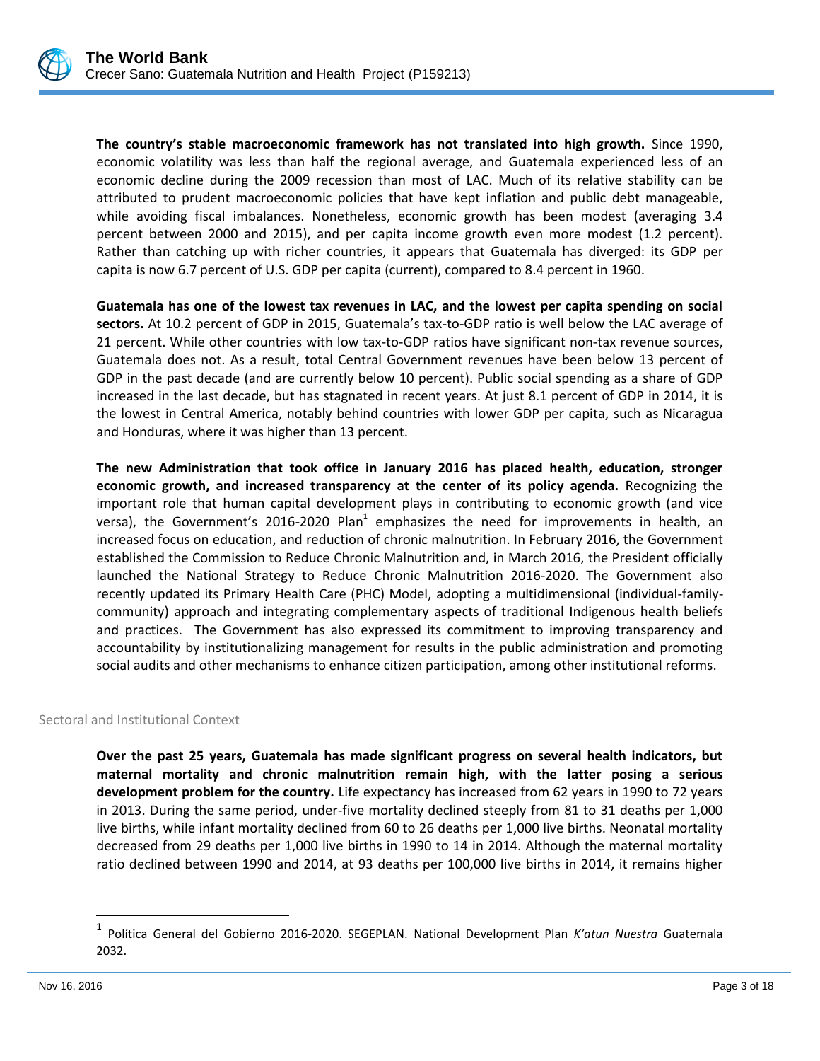**The country's stable macroeconomic framework has not translated into high growth.** Since 1990, economic volatility was less than half the regional average, and Guatemala experienced less of an economic decline during the 2009 recession than most of LAC. Much of its relative stability can be attributed to prudent macroeconomic policies that have kept inflation and public debt manageable, while avoiding fiscal imbalances. Nonetheless, economic growth has been modest (averaging 3.4 percent between 2000 and 2015), and per capita income growth even more modest (1.2 percent). Rather than catching up with richer countries, it appears that Guatemala has diverged: its GDP per capita is now 6.7 percent of U.S. GDP per capita (current), compared to 8.4 percent in 1960.

**Guatemala has one of the lowest tax revenues in LAC, and the lowest per capita spending on social sectors.** At 10.2 percent of GDP in 2015, Guatemala's tax-to-GDP ratio is well below the LAC average of 21 percent. While other countries with low tax-to-GDP ratios have significant non-tax revenue sources, Guatemala does not. As a result, total Central Government revenues have been below 13 percent of GDP in the past decade (and are currently below 10 percent). Public social spending as a share of GDP increased in the last decade, but has stagnated in recent years. At just 8.1 percent of GDP in 2014, it is the lowest in Central America, notably behind countries with lower GDP per capita, such as Nicaragua and Honduras, where it was higher than 13 percent.

**The new Administration that took office in January 2016 has placed health, education, stronger economic growth, and increased transparency at the center of its policy agenda.** Recognizing the important role that human capital development plays in contributing to economic growth (and vice versa), the Government's 2016-2020 Plan[1] emphasizes the need for improvements in health, an increased focus on education, and reduction of chronic malnutrition. In February 2016, the Government established the Commission to Reduce Chronic Malnutrition and, in March 2016, the President officially launched the National Strategy to Reduce Chronic Malnutrition 2016-2020. The Government also recently updated its Primary Health Care (PHC) Model, adopting a multidimensional (individual-family-community) approach and integrating complementary aspects of traditional Indigenous health beliefs and practices. The Government has also expressed its commitment to improving transparency and accountability by institutionalizing management for results in the public administration and promoting social audits and other mechanisms to enhance citizen participation, among other institutional reforms.

## Sectoral and Institutional Context

**Over the past 25 years, Guatemala has made significant progress on several health indicators, but maternal mortality and chronic malnutrition remain high, with the latter posing a serious development problem for the country.** Life expectancy has increased from 62 years in 1990 to 72 years in 2013. During the same period, under-five mortality declined steeply from 81 to 31 deaths per 1,000 live births, while infant mortality declined from 60 to 26 deaths per 1,000 live births. Neonatal mortality decreased from 29 deaths per 1,000 live births in 1990 to 14 in 2014. Although the maternal mortality ratio declined between 1990 and 2014, at 93 deaths per 100,000 live births in 2014, it remains higher

[1] Política General del Gobierno 2016-2020. SEGEPLAN. National Development Plan *K'atun Nuestra* Guatemala 2032.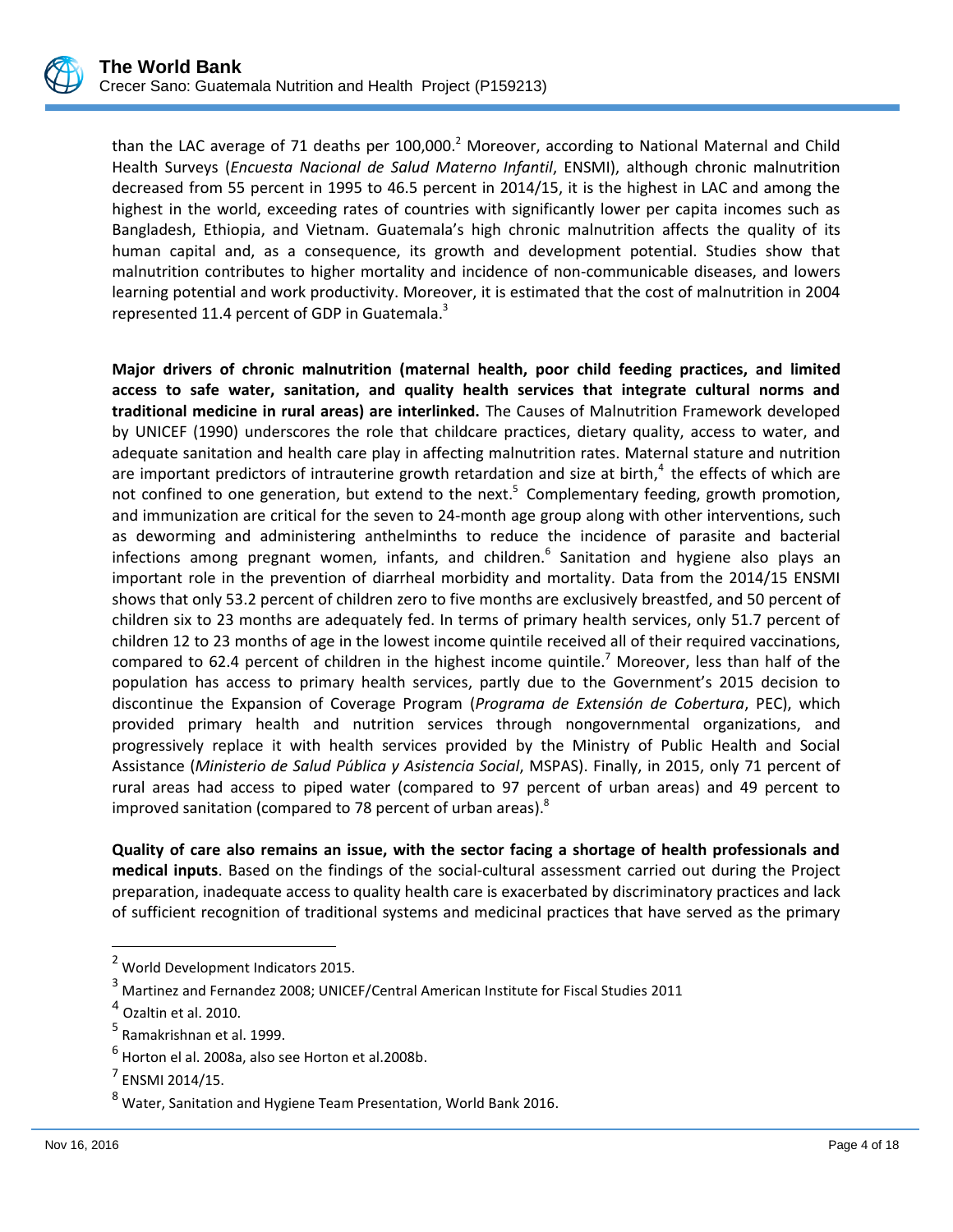than the LAC average of 71 deaths per 100,000.[2] Moreover, according to National Maternal and Child Health Surveys (*Encuesta Nacional de Salud Materno Infantil*, ENSMI), although chronic malnutrition decreased from 55 percent in 1995 to 46.5 percent in 2014/15, it is the highest in LAC and among the highest in the world, exceeding rates of countries with significantly lower per capita incomes such as Bangladesh, Ethiopia, and Vietnam. Guatemala's high chronic malnutrition affects the quality of its human capital and, as a consequence, its growth and development potential. Studies show that malnutrition contributes to higher mortality and incidence of non-communicable diseases, and lowers learning potential and work productivity. Moreover, it is estimated that the cost of malnutrition in 2004 represented 11.4 percent of GDP in Guatemala.[3]

**Major drivers of chronic malnutrition (maternal health, poor child feeding practices, and limited access to safe water, sanitation, and quality health services that integrate cultural norms and traditional medicine in rural areas) are interlinked.** The Causes of Malnutrition Framework developed by UNICEF (1990) underscores the role that childcare practices, dietary quality, access to water, and adequate sanitation and health care play in affecting malnutrition rates. Maternal stature and nutrition are important predictors of intrauterine growth retardation and size at birth,[4] the effects of which are not confined to one generation, but extend to the next.[5] Complementary feeding, growth promotion, and immunization are critical for the seven to 24-month age group along with other interventions, such as deworming and administering anthelminths to reduce the incidence of parasite and bacterial infections among pregnant women, infants, and children.[6] Sanitation and hygiene also plays an important role in the prevention of diarrheal morbidity and mortality. Data from the 2014/15 ENSMI shows that only 53.2 percent of children zero to five months are exclusively breastfed, and 50 percent of children six to 23 months are adequately fed. In terms of primary health services, only 51.7 percent of children 12 to 23 months of age in the lowest income quintile received all of their required vaccinations, compared to 62.4 percent of children in the highest income quintile.[7] Moreover, less than half of the population has access to primary health services, partly due to the Government's 2015 decision to discontinue the Expansion of Coverage Program (*Programa de Extensión de Cobertura*, PEC), which provided primary health and nutrition services through nongovernmental organizations, and progressively replace it with health services provided by the Ministry of Public Health and Social Assistance (*Ministerio de Salud Pública y Asistencia Social*, MSPAS). Finally, in 2015, only 71 percent of rural areas had access to piped water (compared to 97 percent of urban areas) and 49 percent to improved sanitation (compared to 78 percent of urban areas).[8]

**Quality of care also remains an issue, with the sector facing a shortage of health professionals and medical inputs**. Based on the findings of the social-cultural assessment carried out during the Project preparation, inadequate access to quality health care is exacerbated by discriminatory practices and lack of sufficient recognition of traditional systems and medicinal practices that have served as the primary

---

[2] World Development Indicators 2015.

[3] Martinez and Fernandez 2008; UNICEF/Central American Institute for Fiscal Studies 2011

[4] Ozaltin et al. 2010.

[5] Ramakrishnan et al. 1999.

[6] Horton el al. 2008a, also see Horton et al.2008b.

[7] ENSMI 2014/15.

[8] Water, Sanitation and Hygiene Team Presentation, World Bank 2016.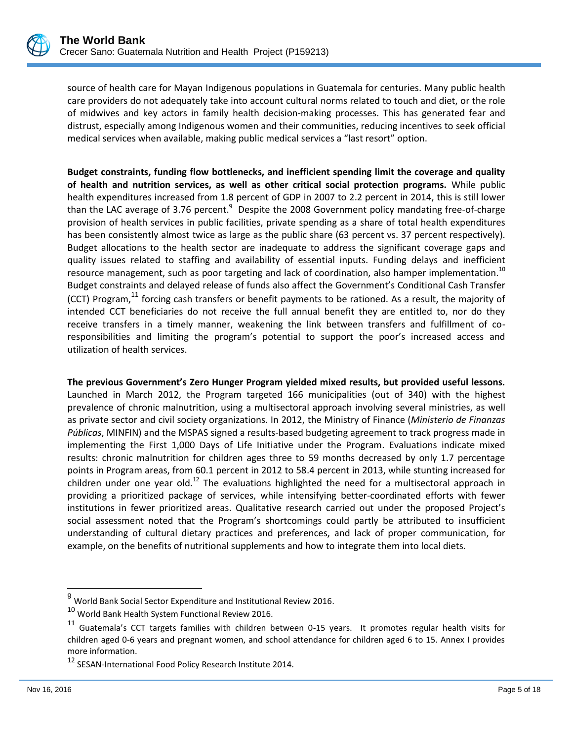source of health care for Mayan Indigenous populations in Guatemala for centuries. Many public health care providers do not adequately take into account cultural norms related to touch and diet, or the role of midwives and key actors in family health decision-making processes. This has generated fear and distrust, especially among Indigenous women and their communities, reducing incentives to seek official medical services when available, making public medical services a "last resort" option.

**Budget constraints, funding flow bottlenecks, and inefficient spending limit the coverage and quality of health and nutrition services, as well as other critical social protection programs.** While public health expenditures increased from 1.8 percent of GDP in 2007 to 2.2 percent in 2014, this is still lower than the LAC average of 3.76 percent.[9] Despite the 2008 Government policy mandating free-of-charge provision of health services in public facilities, private spending as a share of total health expenditures has been consistently almost twice as large as the public share (63 percent vs. 37 percent respectively). Budget allocations to the health sector are inadequate to address the significant coverage gaps and quality issues related to staffing and availability of essential inputs. Funding delays and inefficient resource management, such as poor targeting and lack of coordination, also hamper implementation.[10] Budget constraints and delayed release of funds also affect the Government's Conditional Cash Transfer (CCT) Program,[11] forcing cash transfers or benefit payments to be rationed. As a result, the majority of intended CCT beneficiaries do not receive the full annual benefit they are entitled to, nor do they receive transfers in a timely manner, weakening the link between transfers and fulfillment of co-responsibilities and limiting the program's potential to support the poor's increased access and utilization of health services.

**The previous Government's Zero Hunger Program yielded mixed results, but provided useful lessons.** Launched in March 2012, the Program targeted 166 municipalities (out of 340) with the highest prevalence of chronic malnutrition, using a multisectoral approach involving several ministries, as well as private sector and civil society organizations. In 2012, the Ministry of Finance (*Ministerio de Finanzas Públicas*, MINFIN) and the MSPAS signed a results-based budgeting agreement to track progress made in implementing the First 1,000 Days of Life Initiative under the Program. Evaluations indicate mixed results: chronic malnutrition for children ages three to 59 months decreased by only 1.7 percentage points in Program areas, from 60.1 percent in 2012 to 58.4 percent in 2013, while stunting increased for children under one year old.[12] The evaluations highlighted the need for a multisectoral approach in providing a prioritized package of services, while intensifying better-coordinated efforts with fewer institutions in fewer prioritized areas. Qualitative research carried out under the proposed Project's social assessment noted that the Program's shortcomings could partly be attributed to insufficient understanding of cultural dietary practices and preferences, and lack of proper communication, for example, on the benefits of nutritional supplements and how to integrate them into local diets.

---

[9] World Bank Social Sector Expenditure and Institutional Review 2016.

[10] World Bank Health System Functional Review 2016.

[11] Guatemala's CCT targets families with children between 0-15 years. It promotes regular health visits for children aged 0-6 years and pregnant women, and school attendance for children aged 6 to 15. Annex I provides more information.

[12] SESAN-International Food Policy Research Institute 2014.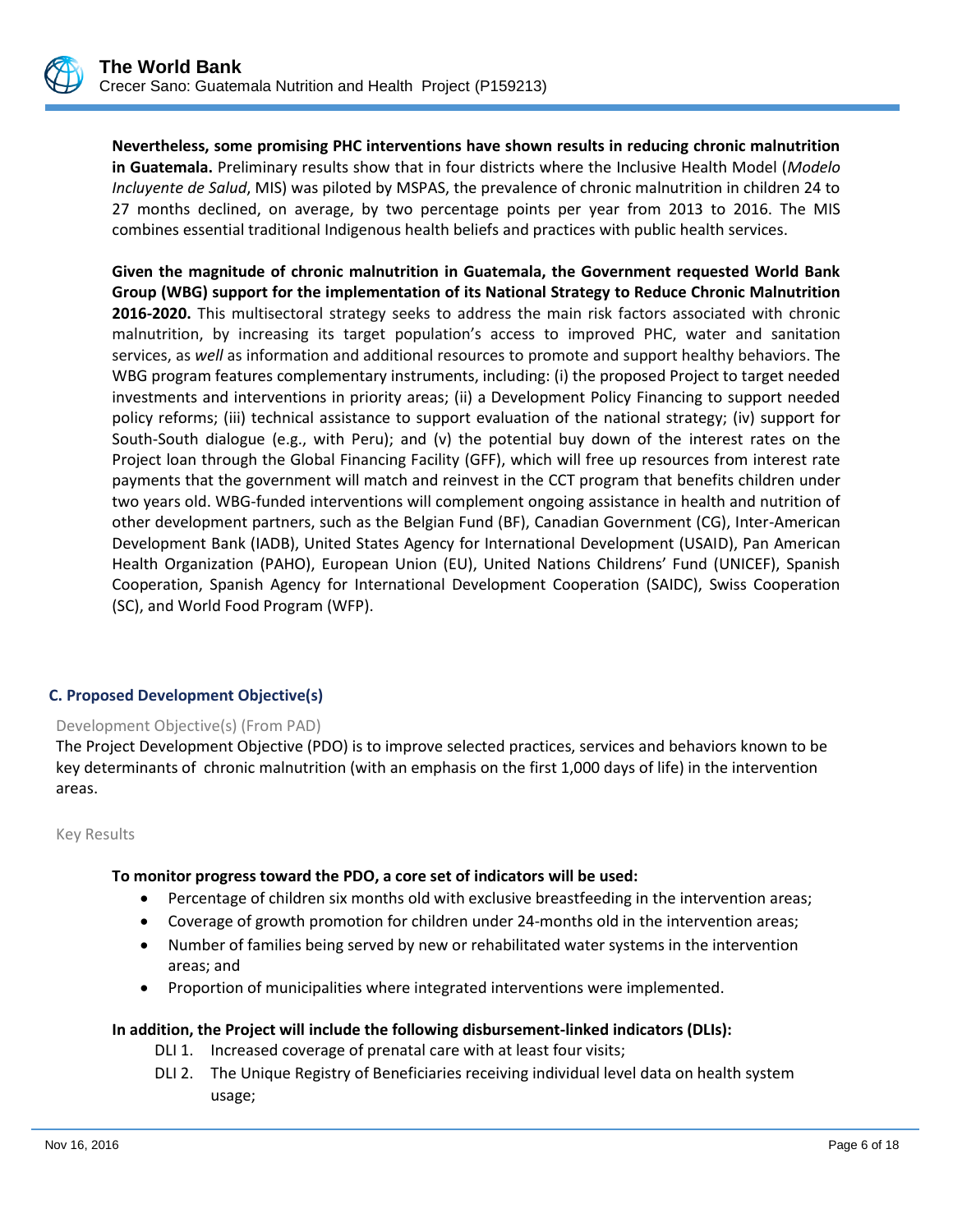**Nevertheless, some promising PHC interventions have shown results in reducing chronic malnutrition in Guatemala.** Preliminary results show that in four districts where the Inclusive Health Model (*Modelo Incluyente de Salud*, MIS) was piloted by MSPAS, the prevalence of chronic malnutrition in children 24 to 27 months declined, on average, by two percentage points per year from 2013 to 2016. The MIS combines essential traditional Indigenous health beliefs and practices with public health services.

**Given the magnitude of chronic malnutrition in Guatemala, the Government requested World Bank Group (WBG) support for the implementation of its National Strategy to Reduce Chronic Malnutrition 2016-2020.** This multisectoral strategy seeks to address the main risk factors associated with chronic malnutrition, by increasing its target population's access to improved PHC, water and sanitation services, as *well* as information and additional resources to promote and support healthy behaviors. The WBG program features complementary instruments, including: (i) the proposed Project to target needed investments and interventions in priority areas; (ii) a Development Policy Financing to support needed policy reforms; (iii) technical assistance to support evaluation of the national strategy; (iv) support for South-South dialogue (e.g., with Peru); and (v) the potential buy down of the interest rates on the Project loan through the Global Financing Facility (GFF), which will free up resources from interest rate payments that the government will match and reinvest in the CCT program that benefits children under two years old. WBG-funded interventions will complement ongoing assistance in health and nutrition of other development partners, such as the Belgian Fund (BF), Canadian Government (CG), Inter-American Development Bank (IADB), United States Agency for International Development (USAID), Pan American Health Organization (PAHO), European Union (EU), United Nations Childrens' Fund (UNICEF), Spanish Cooperation, Spanish Agency for International Development Cooperation (SAIDC), Swiss Cooperation (SC), and World Food Program (WFP).

## C. Proposed Development Objective(s)

Development Objective(s) (From PAD)

The Project Development Objective (PDO) is to improve selected practices, services and behaviors known to be key determinants of chronic malnutrition (with an emphasis on the first 1,000 days of life) in the intervention areas.

Key Results

**To monitor progress toward the PDO, a core set of indicators will be used:**

- Percentage of children six months old with exclusive breastfeeding in the intervention areas;
- Coverage of growth promotion for children under 24-months old in the intervention areas;
- Number of families being served by new or rehabilitated water systems in the intervention areas; and
- Proportion of municipalities where integrated interventions were implemented.

**In addition, the Project will include the following disbursement-linked indicators (DLIs):**

DLI 1. Increased coverage of prenatal care with at least four visits;

DLI 2. The Unique Registry of Beneficiaries receiving individual level data on health system usage;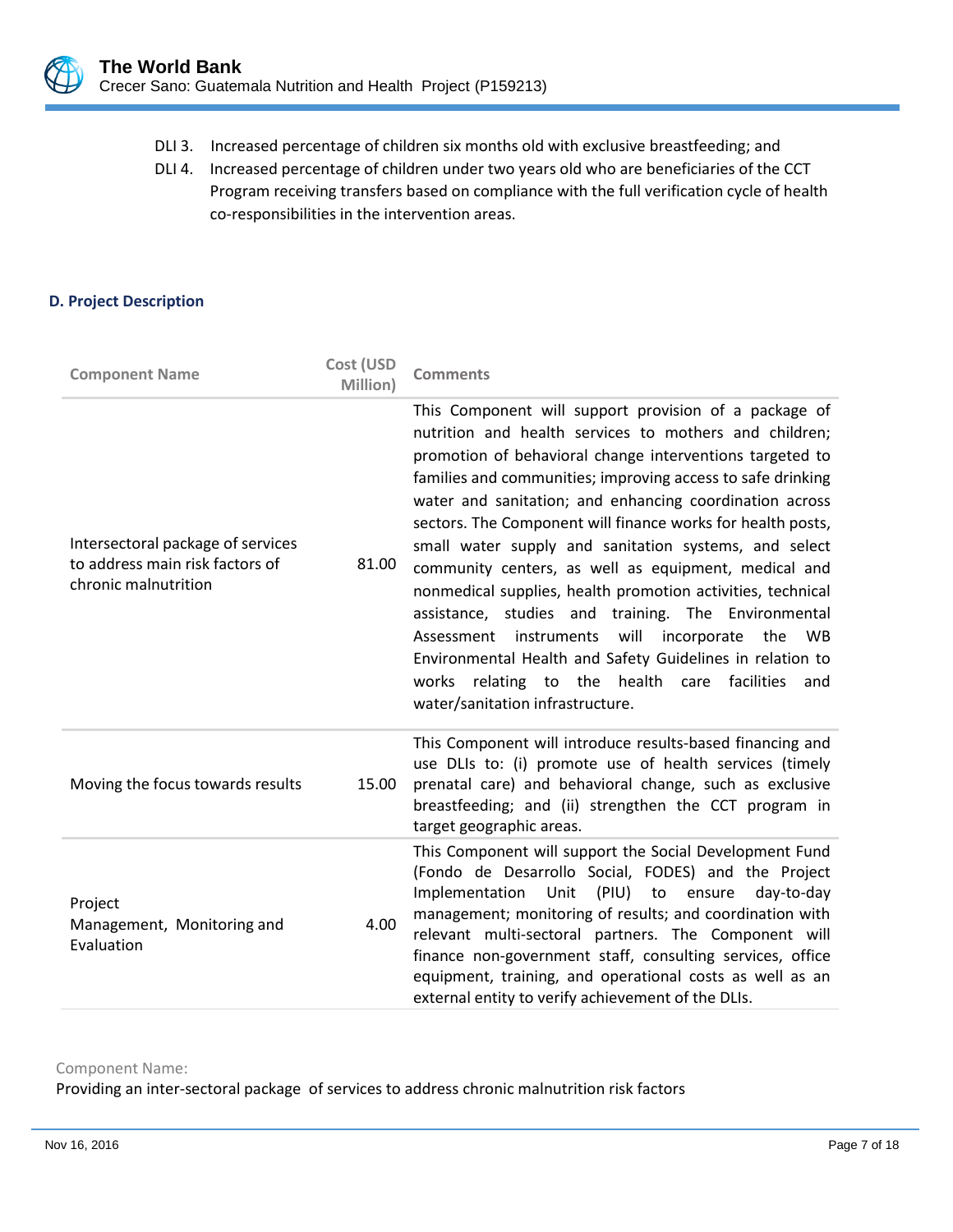DLI 3. Increased percentage of children six months old with exclusive breastfeeding; and

DLI 4. Increased percentage of children under two years old who are beneficiaries of the CCT Program receiving transfers based on compliance with the full verification cycle of health co-responsibilities in the intervention areas.

### D. Project Description

| Component Name | Cost (USD Million) | Comments |
|---|---|---|
| Intersectoral package of services to address main risk factors of chronic malnutrition | 81.00 | This Component will support provision of a package of nutrition and health services to mothers and children; promotion of behavioral change interventions targeted to families and communities; improving access to safe drinking water and sanitation; and enhancing coordination across sectors. The Component will finance works for health posts, small water supply and sanitation systems, and select community centers, as well as equipment, medical and nonmedical supplies, health promotion activities, technical assistance, studies and training. The Environmental Assessment instruments will incorporate the WB Environmental Health and Safety Guidelines in relation to works relating to the health care facilities and water/sanitation infrastructure. |
| Moving the focus towards results | 15.00 | This Component will introduce results-based financing and use DLIs to: (i) promote use of health services (timely prenatal care) and behavioral change, such as exclusive breastfeeding; and (ii) strengthen the CCT program in target geographic areas. |
| Project Management, Monitoring and Evaluation | 4.00 | This Component will support the Social Development Fund (Fondo de Desarrollo Social, FODES) and the Project Implementation Unit (PIU) to ensure day-to-day management; monitoring of results; and coordination with relevant multi-sectoral partners. The Component will finance non-government staff, consulting services, office equipment, training, and operational costs as well as an external entity to verify achievement of the DLIs. |

Component Name:

Providing an inter-sectoral package of services to address chronic malnutrition risk factors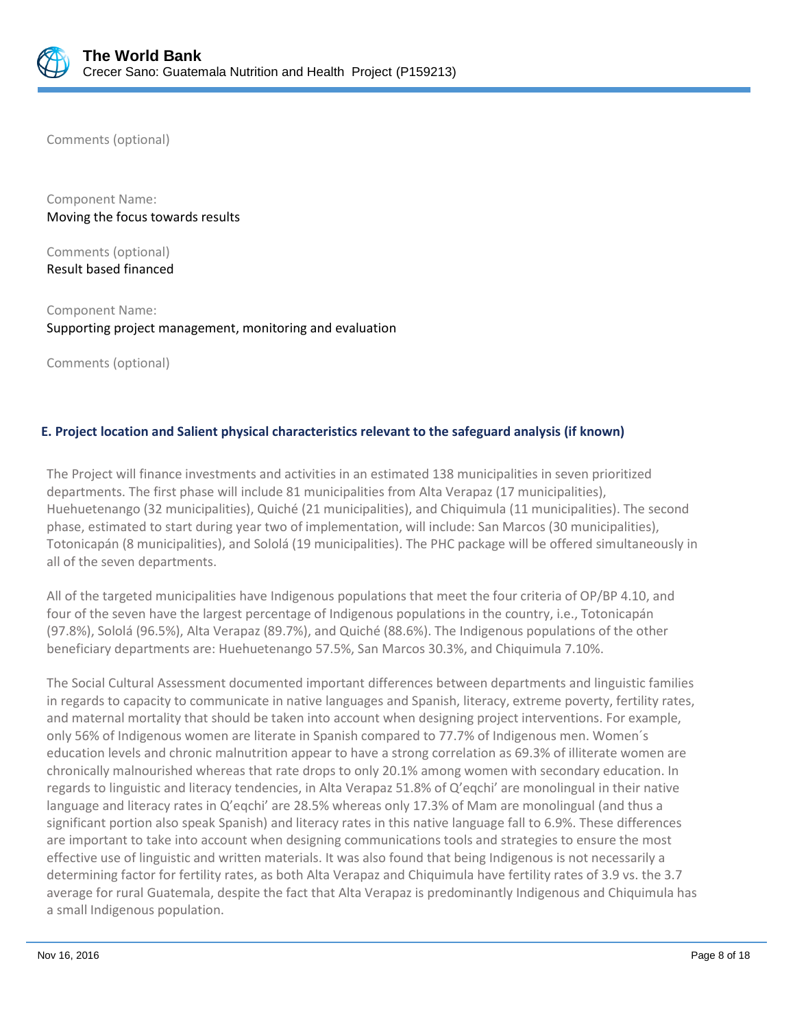Comments (optional)

Component Name:
Moving the focus towards results

Comments (optional)
Result based financed

Component Name:
Supporting project management, monitoring and evaluation

Comments (optional)

### E. Project location and Salient physical characteristics relevant to the safeguard analysis (if known)

The Project will finance investments and activities in an estimated 138 municipalities in seven prioritized departments. The first phase will include 81 municipalities from Alta Verapaz (17 municipalities), Huehuetenango (32 municipalities), Quiché (21 municipalities), and Chiquimula (11 municipalities). The second phase, estimated to start during year two of implementation, will include: San Marcos (30 municipalities), Totonicapán (8 municipalities), and Sololá (19 municipalities). The PHC package will be offered simultaneously in all of the seven departments.

All of the targeted municipalities have Indigenous populations that meet the four criteria of OP/BP 4.10, and four of the seven have the largest percentage of Indigenous populations in the country, i.e., Totonicapán (97.8%), Sololá (96.5%), Alta Verapaz (89.7%), and Quiché (88.6%). The Indigenous populations of the other beneficiary departments are: Huehuetenango 57.5%, San Marcos 30.3%, and Chiquimula 7.10%.

The Social Cultural Assessment documented important differences between departments and linguistic families in regards to capacity to communicate in native languages and Spanish, literacy, extreme poverty, fertility rates, and maternal mortality that should be taken into account when designing project interventions. For example, only 56% of Indigenous women are literate in Spanish compared to 77.7% of Indigenous men. Women´s education levels and chronic malnutrition appear to have a strong correlation as 69.3% of illiterate women are chronically malnourished whereas that rate drops to only 20.1% among women with secondary education. In regards to linguistic and literacy tendencies, in Alta Verapaz 51.8% of Q'eqchi' are monolingual in their native language and literacy rates in Q'eqchi' are 28.5% whereas only 17.3% of Mam are monolingual (and thus a significant portion also speak Spanish) and literacy rates in this native language fall to 6.9%. These differences are important to take into account when designing communications tools and strategies to ensure the most effective use of linguistic and written materials. It was also found that being Indigenous is not necessarily a determining factor for fertility rates, as both Alta Verapaz and Chiquimula have fertility rates of 3.9 vs. the 3.7 average for rural Guatemala, despite the fact that Alta Verapaz is predominantly Indigenous and Chiquimula has a small Indigenous population.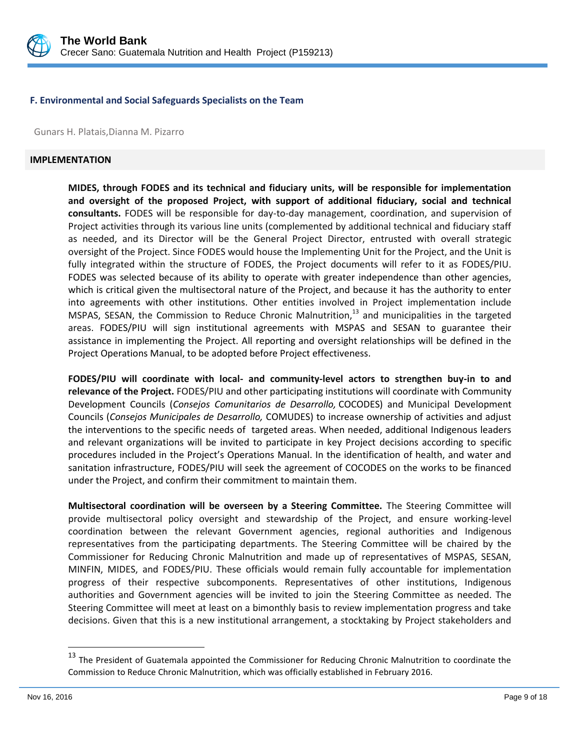### F. Environmental and Social Safeguards Specialists on the Team

Gunars H. Platais,Dianna M. Pizarro

## IMPLEMENTATION

**MIDES, through FODES and its technical and fiduciary units, will be responsible for implementation and oversight of the proposed Project, with support of additional fiduciary, social and technical consultants.** FODES will be responsible for day-to-day management, coordination, and supervision of Project activities through its various line units (complemented by additional technical and fiduciary staff as needed, and its Director will be the General Project Director, entrusted with overall strategic oversight of the Project. Since FODES would house the Implementing Unit for the Project, and the Unit is fully integrated within the structure of FODES, the Project documents will refer to it as FODES/PIU. FODES was selected because of its ability to operate with greater independence than other agencies, which is critical given the multisectoral nature of the Project, and because it has the authority to enter into agreements with other institutions. Other entities involved in Project implementation include MSPAS, SESAN, the Commission to Reduce Chronic Malnutrition,[13] and municipalities in the targeted areas. FODES/PIU will sign institutional agreements with MSPAS and SESAN to guarantee their assistance in implementing the Project. All reporting and oversight relationships will be defined in the Project Operations Manual, to be adopted before Project effectiveness.

**FODES/PIU will coordinate with local- and community-level actors to strengthen buy-in to and relevance of the Project.** FODES/PIU and other participating institutions will coordinate with Community Development Councils (*Consejos Comunitarios de Desarrollo,* COCODES) and Municipal Development Councils (*Consejos Municipales de Desarrollo,* COMUDES) to increase ownership of activities and adjust the interventions to the specific needs of targeted areas. When needed, additional Indigenous leaders and relevant organizations will be invited to participate in key Project decisions according to specific procedures included in the Project's Operations Manual. In the identification of health, and water and sanitation infrastructure, FODES/PIU will seek the agreement of COCODES on the works to be financed under the Project, and confirm their commitment to maintain them.

**Multisectoral coordination will be overseen by a Steering Committee.** The Steering Committee will provide multisectoral policy oversight and stewardship of the Project, and ensure working-level coordination between the relevant Government agencies, regional authorities and Indigenous representatives from the participating departments. The Steering Committee will be chaired by the Commissioner for Reducing Chronic Malnutrition and made up of representatives of MSPAS, SESAN, MINFIN, MIDES, and FODES/PIU. These officials would remain fully accountable for implementation progress of their respective subcomponents. Representatives of other institutions, Indigenous authorities and Government agencies will be invited to join the Steering Committee as needed. The Steering Committee will meet at least on a bimonthly basis to review implementation progress and take decisions. Given that this is a new institutional arrangement, a stocktaking by Project stakeholders and

[13] The President of Guatemala appointed the Commissioner for Reducing Chronic Malnutrition to coordinate the Commission to Reduce Chronic Malnutrition, which was officially established in February 2016.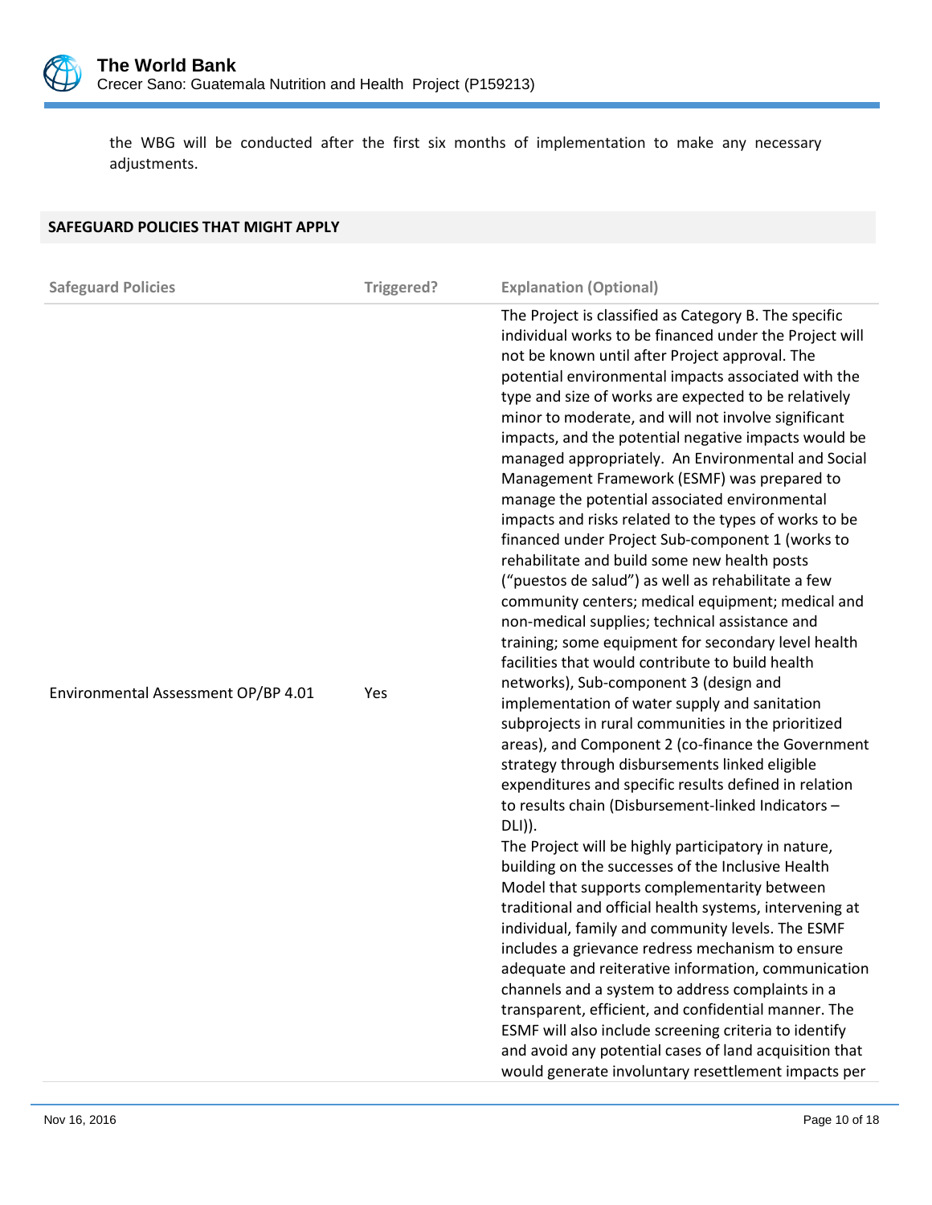the WBG will be conducted after the first six months of implementation to make any necessary adjustments.

## SAFEGUARD POLICIES THAT MIGHT APPLY

| Safeguard Policies | Triggered? | Explanation (Optional) |
| --- | --- | --- |
| Environmental Assessment OP/BP 4.01 | Yes | The Project is classified as Category B. The specific individual works to be financed under the Project will not be known until after Project approval. The potential environmental impacts associated with the type and size of works are expected to be relatively minor to moderate, and will not involve significant impacts, and the potential negative impacts would be managed appropriately. An Environmental and Social Management Framework (ESMF) was prepared to manage the potential associated environmental impacts and risks related to the types of works to be financed under Project Sub-component 1 (works to rehabilitate and build some new health posts ("puestos de salud") as well as rehabilitate a few community centers; medical equipment; medical and non-medical supplies; technical assistance and training; some equipment for secondary level health facilities that would contribute to build health networks), Sub-component 3 (design and implementation of water supply and sanitation subprojects in rural communities in the prioritized areas), and Component 2 (co-finance the Government strategy through disbursements linked eligible expenditures and specific results defined in relation to results chain (Disbursement-linked Indicators – DLI)).<br>The Project will be highly participatory in nature, building on the successes of the Inclusive Health Model that supports complementarity between traditional and official health systems, intervening at individual, family and community levels. The ESMF includes a grievance redress mechanism to ensure adequate and reiterative information, communication channels and a system to address complaints in a transparent, efficient, and confidential manner. The ESMF will also include screening criteria to identify and avoid any potential cases of land acquisition that would generate involuntary resettlement impacts per |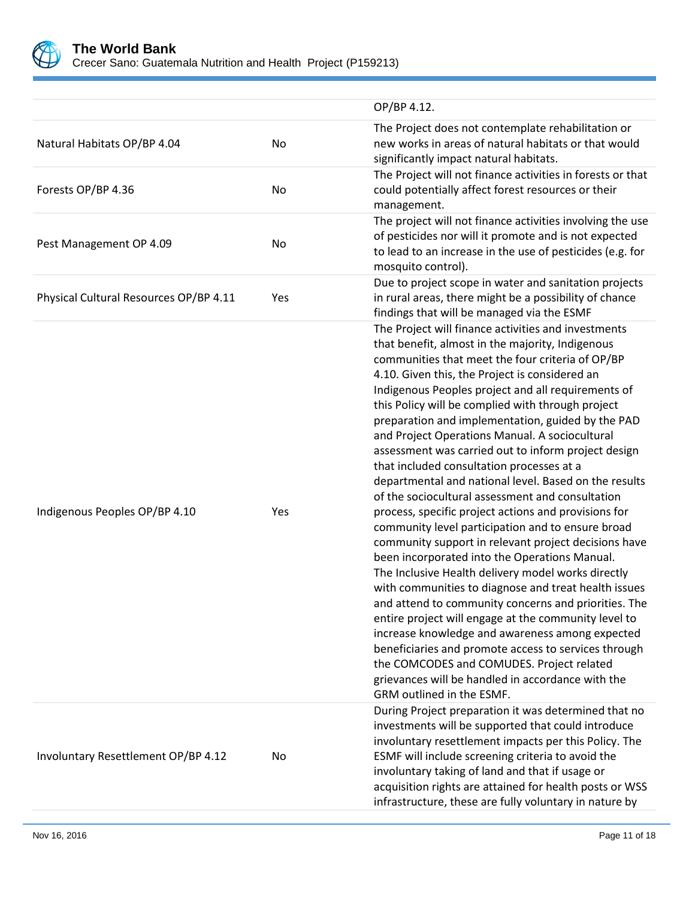| | | |
|---|---|---|
| | | OP/BP 4.12. |
| Natural Habitats OP/BP 4.04 | No | The Project does not contemplate rehabilitation or new works in areas of natural habitats or that would significantly impact natural habitats. |
| Forests OP/BP 4.36 | No | The Project will not finance activities in forests or that could potentially affect forest resources or their management. |
| Pest Management OP 4.09 | No | The project will not finance activities involving the use of pesticides nor will it promote and is not expected to lead to an increase in the use of pesticides (e.g. for mosquito control). |
| Physical Cultural Resources OP/BP 4.11 | Yes | Due to project scope in water and sanitation projects in rural areas, there might be a possibility of chance findings that will be managed via the ESMF |
| Indigenous Peoples OP/BP 4.10 | Yes | The Project will finance activities and investments that benefit, almost in the majority, Indigenous communities that meet the four criteria of OP/BP 4.10. Given this, the Project is considered an Indigenous Peoples project and all requirements of this Policy will be complied with through project preparation and implementation, guided by the PAD and Project Operations Manual. A sociocultural assessment was carried out to inform project design that included consultation processes at a departmental and national level. Based on the results of the sociocultural assessment and consultation process, specific project actions and provisions for community level participation and to ensure broad community support in relevant project decisions have been incorporated into the Operations Manual. The Inclusive Health delivery model works directly with communities to diagnose and treat health issues and attend to community concerns and priorities. The entire project will engage at the community level to increase knowledge and awareness among expected beneficiaries and promote access to services through the COMCODES and COMUDES. Project related grievances will be handled in accordance with the GRM outlined in the ESMF. |
| Involuntary Resettlement OP/BP 4.12 | No | During Project preparation it was determined that no investments will be supported that could introduce involuntary resettlement impacts per this Policy. The ESMF will include screening criteria to avoid the involuntary taking of land and that if usage or acquisition rights are attained for health posts or WSS infrastructure, these are fully voluntary in nature by |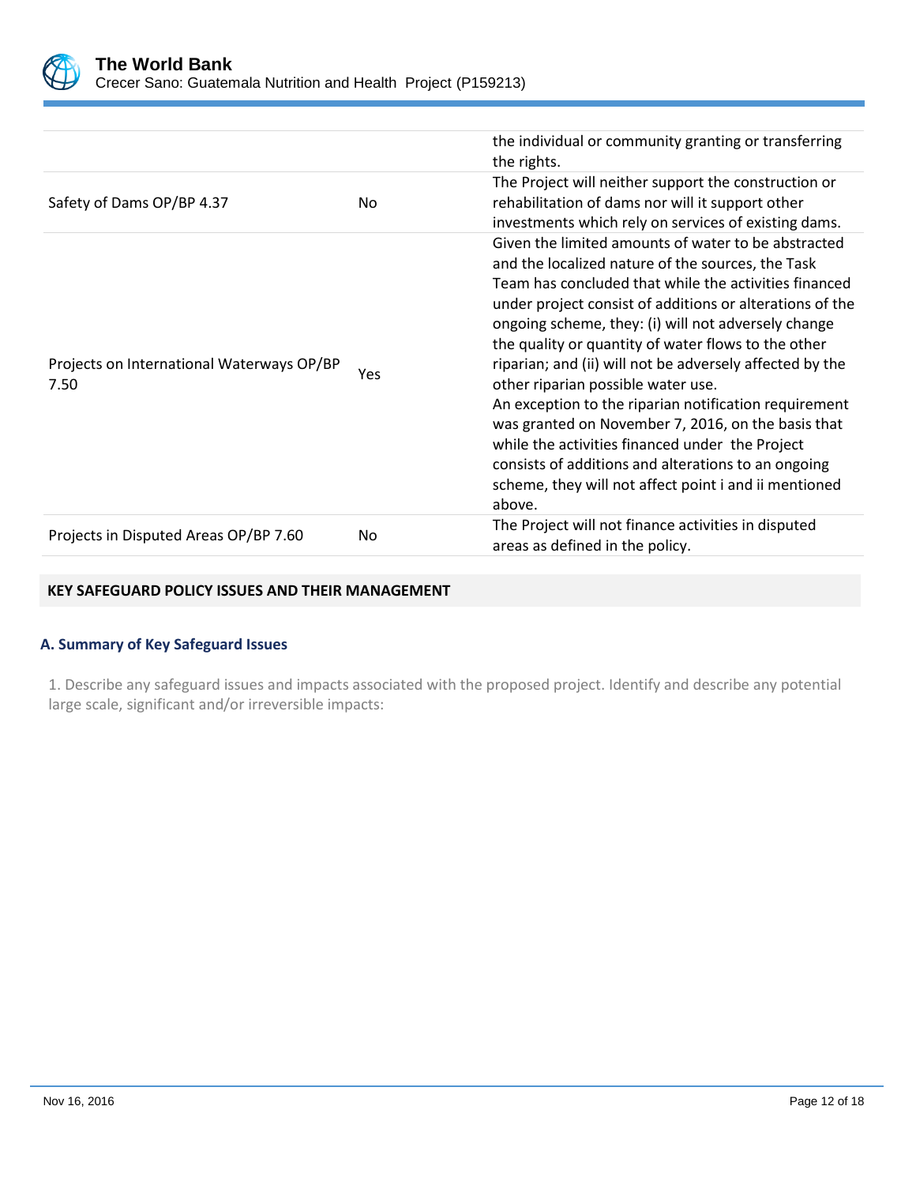| | | |
|---|---|---|
| | | the individual or community granting or transferring the rights. |
| Safety of Dams OP/BP 4.37 | No | The Project will neither support the construction or rehabilitation of dams nor will it support other investments which rely on services of existing dams. |
| Projects on International Waterways OP/BP 7.50 | Yes | Given the limited amounts of water to be abstracted and the localized nature of the sources, the Task Team has concluded that while the activities financed under project consist of additions or alterations of the ongoing scheme, they: (i) will not adversely change the quality or quantity of water flows to the other riparian; and (ii) will not be adversely affected by the other riparian possible water use. An exception to the riparian notification requirement was granted on November 7, 2016, on the basis that while the activities financed under the Project consists of additions and alterations to an ongoing scheme, they will not affect point i and ii mentioned above. |
| Projects in Disputed Areas OP/BP 7.60 | No | The Project will not finance activities in disputed areas as defined in the policy. |

## KEY SAFEGUARD POLICY ISSUES AND THEIR MANAGEMENT

### A. Summary of Key Safeguard Issues

1. Describe any safeguard issues and impacts associated with the proposed project. Identify and describe any potential large scale, significant and/or irreversible impacts: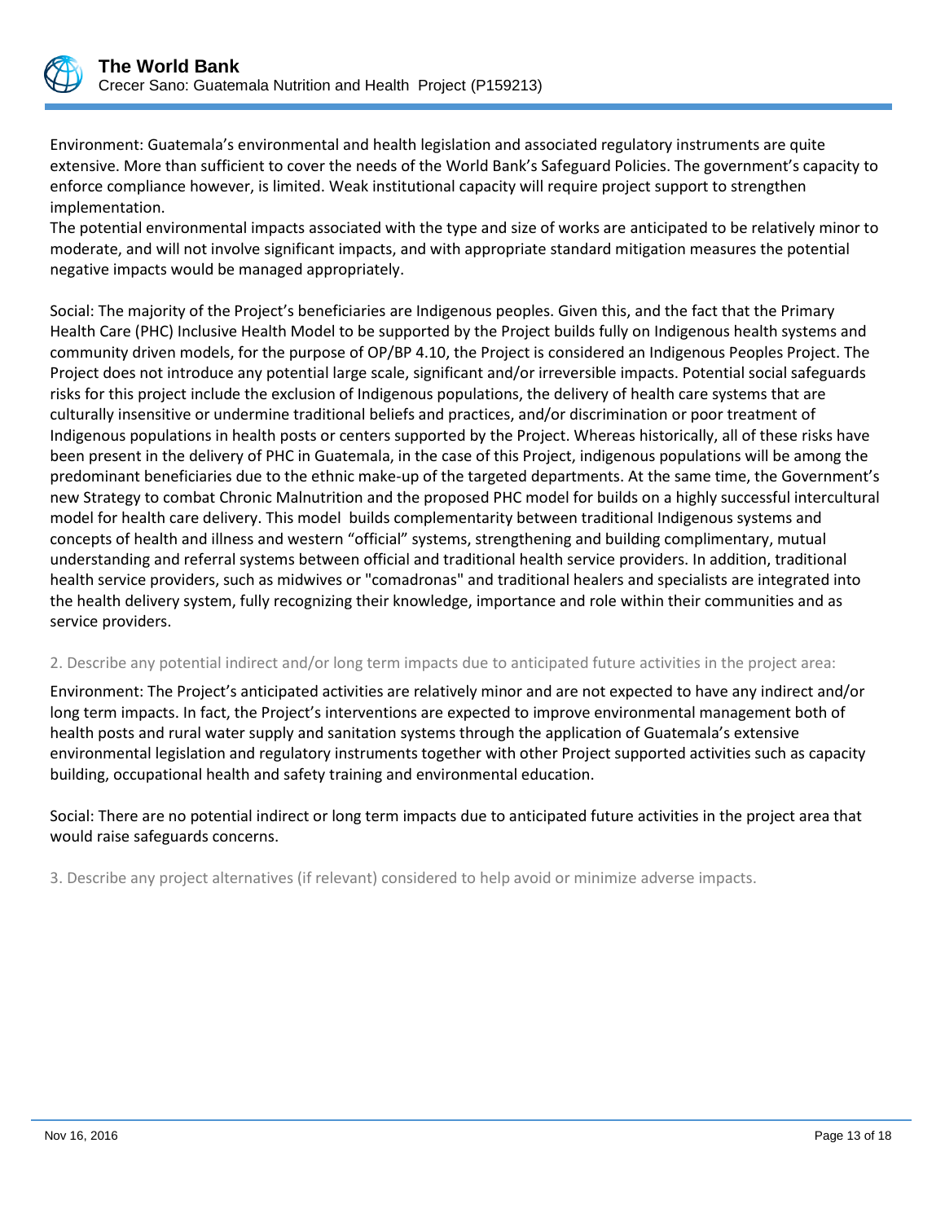Environment: Guatemala's environmental and health legislation and associated regulatory instruments are quite extensive. More than sufficient to cover the needs of the World Bank's Safeguard Policies. The government's capacity to enforce compliance however, is limited. Weak institutional capacity will require project support to strengthen implementation.
The potential environmental impacts associated with the type and size of works are anticipated to be relatively minor to moderate, and will not involve significant impacts, and with appropriate standard mitigation measures the potential negative impacts would be managed appropriately.

Social: The majority of the Project's beneficiaries are Indigenous peoples. Given this, and the fact that the Primary Health Care (PHC) Inclusive Health Model to be supported by the Project builds fully on Indigenous health systems and community driven models, for the purpose of OP/BP 4.10, the Project is considered an Indigenous Peoples Project. The Project does not introduce any potential large scale, significant and/or irreversible impacts. Potential social safeguards risks for this project include the exclusion of Indigenous populations, the delivery of health care systems that are culturally insensitive or undermine traditional beliefs and practices, and/or discrimination or poor treatment of Indigenous populations in health posts or centers supported by the Project. Whereas historically, all of these risks have been present in the delivery of PHC in Guatemala, in the case of this Project, indigenous populations will be among the predominant beneficiaries due to the ethnic make-up of the targeted departments. At the same time, the Government's new Strategy to combat Chronic Malnutrition and the proposed PHC model for builds on a highly successful intercultural model for health care delivery. This model builds complementarity between traditional Indigenous systems and concepts of health and illness and western "official" systems, strengthening and building complimentary, mutual understanding and referral systems between official and traditional health service providers. In addition, traditional health service providers, such as midwives or "comadronas" and traditional healers and specialists are integrated into the health delivery system, fully recognizing their knowledge, importance and role within their communities and as service providers.

2. Describe any potential indirect and/or long term impacts due to anticipated future activities in the project area:

Environment: The Project's anticipated activities are relatively minor and are not expected to have any indirect and/or long term impacts. In fact, the Project's interventions are expected to improve environmental management both of health posts and rural water supply and sanitation systems through the application of Guatemala's extensive environmental legislation and regulatory instruments together with other Project supported activities such as capacity building, occupational health and safety training and environmental education.

Social: There are no potential indirect or long term impacts due to anticipated future activities in the project area that would raise safeguards concerns.

3. Describe any project alternatives (if relevant) considered to help avoid or minimize adverse impacts.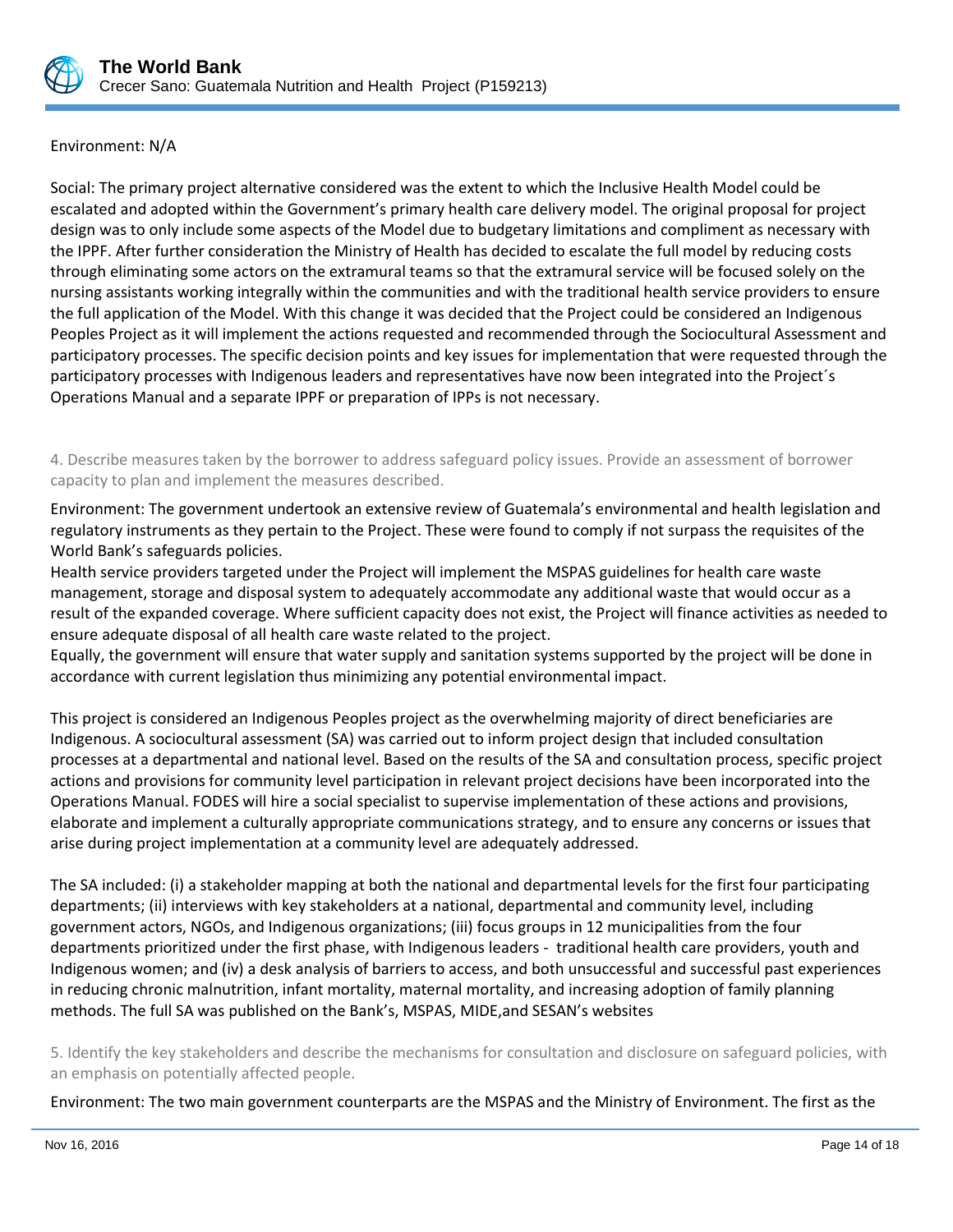Environment: N/A

Social: The primary project alternative considered was the extent to which the Inclusive Health Model could be escalated and adopted within the Government's primary health care delivery model. The original proposal for project design was to only include some aspects of the Model due to budgetary limitations and compliment as necessary with the IPPF. After further consideration the Ministry of Health has decided to escalate the full model by reducing costs through eliminating some actors on the extramural teams so that the extramural service will be focused solely on the nursing assistants working integrally within the communities and with the traditional health service providers to ensure the full application of the Model. With this change it was decided that the Project could be considered an Indigenous Peoples Project as it will implement the actions requested and recommended through the Sociocultural Assessment and participatory processes. The specific decision points and key issues for implementation that were requested through the participatory processes with Indigenous leaders and representatives have now been integrated into the Project´s Operations Manual and a separate IPPF or preparation of IPPs is not necessary.

4. Describe measures taken by the borrower to address safeguard policy issues. Provide an assessment of borrower capacity to plan and implement the measures described.

Environment: The government undertook an extensive review of Guatemala's environmental and health legislation and regulatory instruments as they pertain to the Project. These were found to comply if not surpass the requisites of the World Bank's safeguards policies.
Health service providers targeted under the Project will implement the MSPAS guidelines for health care waste management, storage and disposal system to adequately accommodate any additional waste that would occur as a result of the expanded coverage. Where sufficient capacity does not exist, the Project will finance activities as needed to ensure adequate disposal of all health care waste related to the project.
Equally, the government will ensure that water supply and sanitation systems supported by the project will be done in accordance with current legislation thus minimizing any potential environmental impact.

This project is considered an Indigenous Peoples project as the overwhelming majority of direct beneficiaries are Indigenous. A sociocultural assessment (SA) was carried out to inform project design that included consultation processes at a departmental and national level. Based on the results of the SA and consultation process, specific project actions and provisions for community level participation in relevant project decisions have been incorporated into the Operations Manual. FODES will hire a social specialist to supervise implementation of these actions and provisions, elaborate and implement a culturally appropriate communications strategy, and to ensure any concerns or issues that arise during project implementation at a community level are adequately addressed.

The SA included: (i) a stakeholder mapping at both the national and departmental levels for the first four participating departments; (ii) interviews with key stakeholders at a national, departmental and community level, including government actors, NGOs, and Indigenous organizations; (iii) focus groups in 12 municipalities from the four departments prioritized under the first phase, with Indigenous leaders - traditional health care providers, youth and Indigenous women; and (iv) a desk analysis of barriers to access, and both unsuccessful and successful past experiences in reducing chronic malnutrition, infant mortality, maternal mortality, and increasing adoption of family planning methods. The full SA was published on the Bank's, MSPAS, MIDE,and SESAN's websites

5. Identify the key stakeholders and describe the mechanisms for consultation and disclosure on safeguard policies, with an emphasis on potentially affected people.

Environment: The two main government counterparts are the MSPAS and the Ministry of Environment. The first as the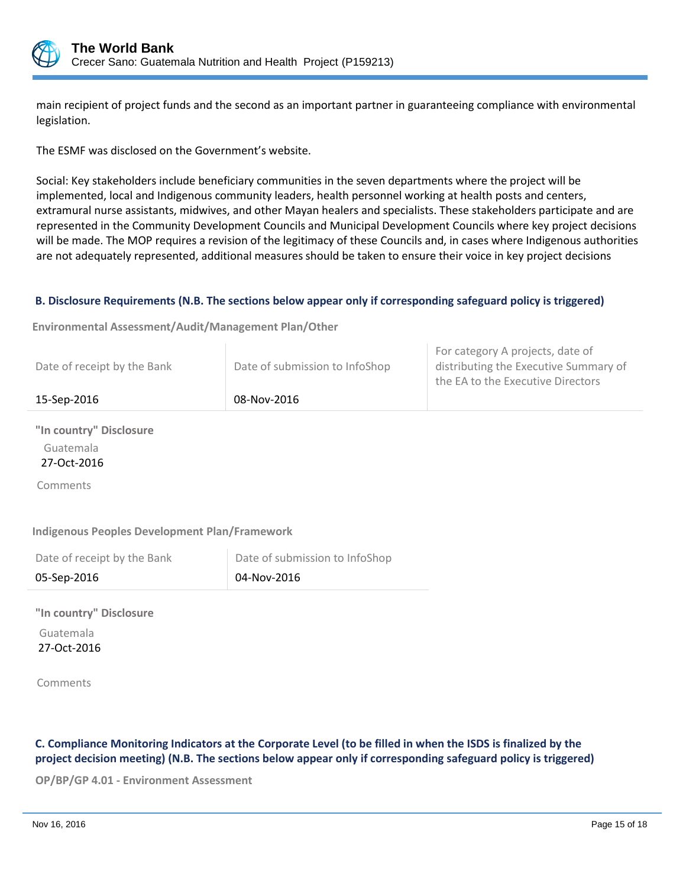main recipient of project funds and the second as an important partner in guaranteeing compliance with environmental legislation.

The ESMF was disclosed on the Government's website.

Social: Key stakeholders include beneficiary communities in the seven departments where the project will be implemented, local and Indigenous community leaders, health personnel working at health posts and centers, extramural nurse assistants, midwives, and other Mayan healers and specialists. These stakeholders participate and are represented in the Community Development Councils and Municipal Development Councils where key project decisions will be made. The MOP requires a revision of the legitimacy of these Councils and, in cases where Indigenous authorities are not adequately represented, additional measures should be taken to ensure their voice in key project decisions

### B. Disclosure Requirements (N.B. The sections below appear only if corresponding safeguard policy is triggered)

**Environmental Assessment/Audit/Management Plan/Other**

| Date of receipt by the Bank | Date of submission to InfoShop | For category A projects, date of distributing the Executive Summary of the EA to the Executive Directors |
| --- | --- | --- |
| 15-Sep-2016 | 08-Nov-2016 | |

**"In country" Disclosure**

Guatemala
27-Oct-2016

Comments

**Indigenous Peoples Development Plan/Framework**

| Date of receipt by the Bank | Date of submission to InfoShop |
| --- | --- |
| 05-Sep-2016 | 04-Nov-2016 |

**"In country" Disclosure**

Guatemala
27-Oct-2016

Comments

### C. Compliance Monitoring Indicators at the Corporate Level (to be filled in when the ISDS is finalized by the project decision meeting) (N.B. The sections below appear only if corresponding safeguard policy is triggered)

**OP/BP/GP 4.01 - Environment Assessment**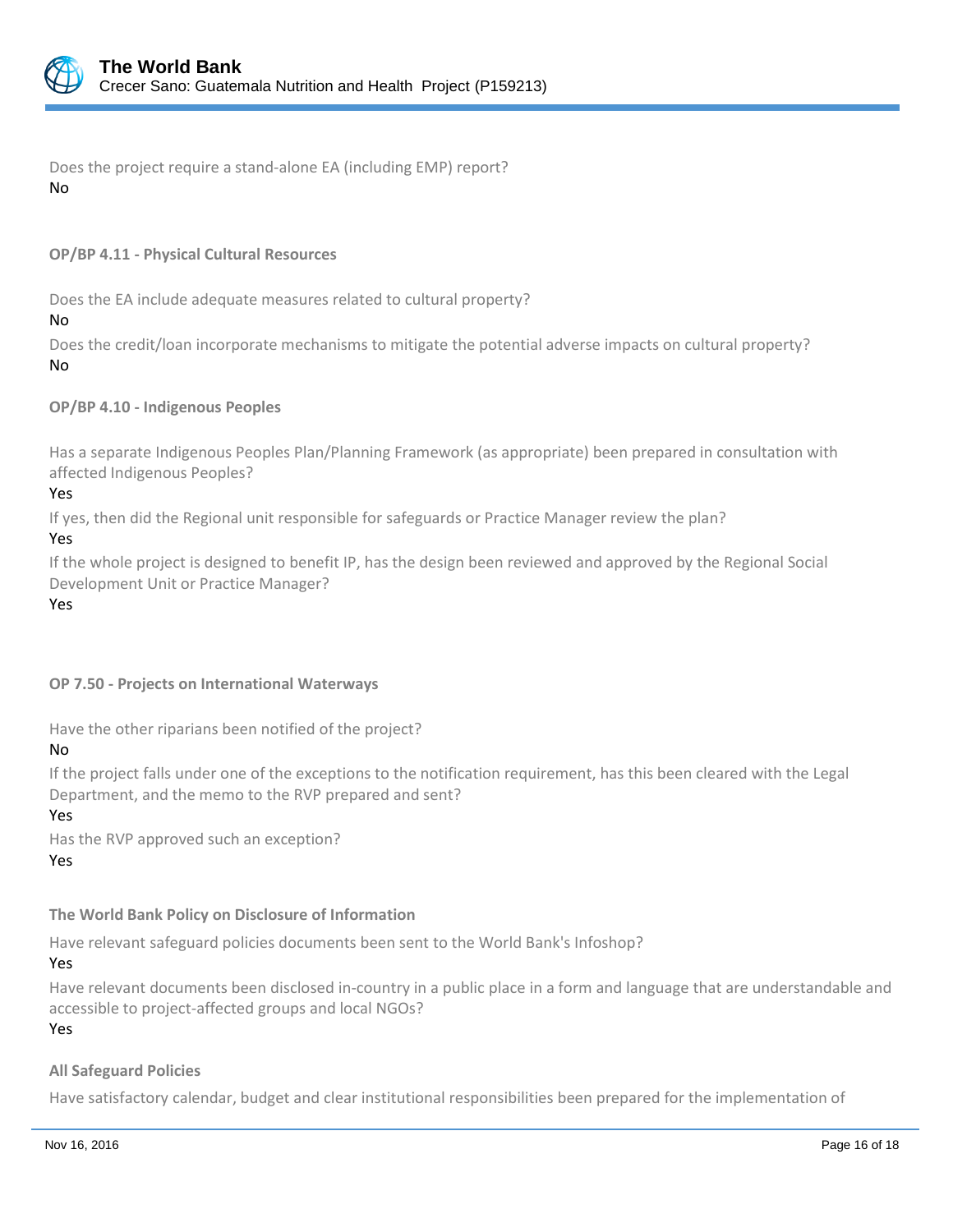Does the project require a stand-alone EA (including EMP) report?

No

**OP/BP 4.11 - Physical Cultural Resources**

Does the EA include adequate measures related to cultural property?

No

Does the credit/loan incorporate mechanisms to mitigate the potential adverse impacts on cultural property?

No

**OP/BP 4.10 - Indigenous Peoples**

Has a separate Indigenous Peoples Plan/Planning Framework (as appropriate) been prepared in consultation with affected Indigenous Peoples?

Yes

If yes, then did the Regional unit responsible for safeguards or Practice Manager review the plan?

Yes

If the whole project is designed to benefit IP, has the design been reviewed and approved by the Regional Social Development Unit or Practice Manager?

Yes

**OP 7.50 - Projects on International Waterways**

Have the other riparians been notified of the project?

No

If the project falls under one of the exceptions to the notification requirement, has this been cleared with the Legal Department, and the memo to the RVP prepared and sent?

Yes

Has the RVP approved such an exception?

Yes

**The World Bank Policy on Disclosure of Information**

Have relevant safeguard policies documents been sent to the World Bank's Infoshop?

Yes

Have relevant documents been disclosed in-country in a public place in a form and language that are understandable and accessible to project-affected groups and local NGOs?

Yes

**All Safeguard Policies**

Have satisfactory calendar, budget and clear institutional responsibilities been prepared for the implementation of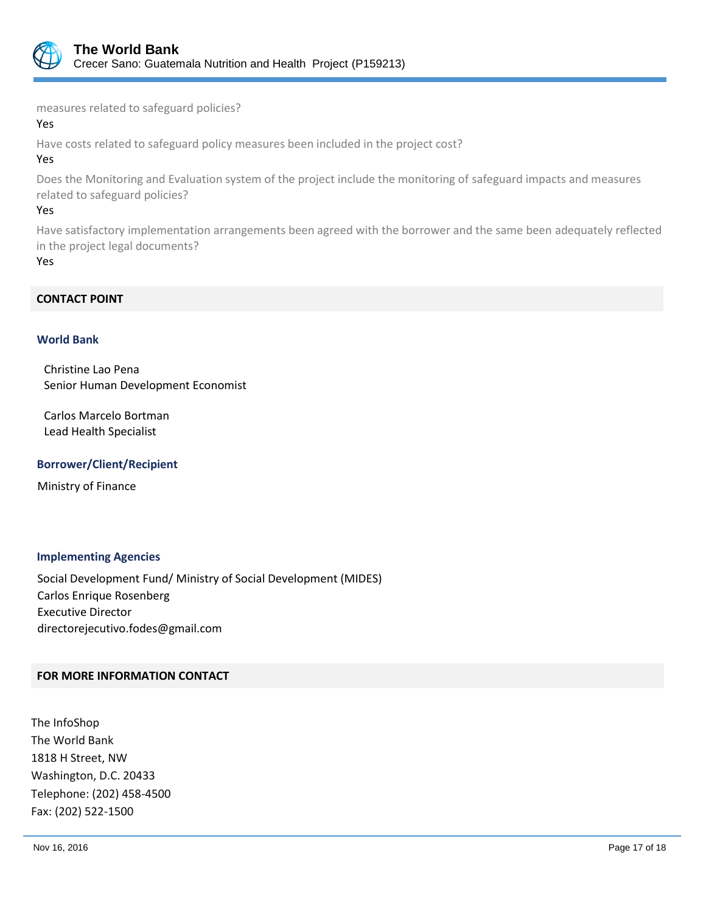measures related to safeguard policies?

Yes

Have costs related to safeguard policy measures been included in the project cost?

Yes

Does the Monitoring and Evaluation system of the project include the monitoring of safeguard impacts and measures related to safeguard policies?

Yes

Have satisfactory implementation arrangements been agreed with the borrower and the same been adequately reflected in the project legal documents?

Yes

## CONTACT POINT

### World Bank

Christine Lao Pena
Senior Human Development Economist

Carlos Marcelo Bortman
Lead Health Specialist

### Borrower/Client/Recipient

Ministry of Finance

### Implementing Agencies

Social Development Fund/ Ministry of Social Development (MIDES)
Carlos Enrique Rosenberg
Executive Director
directorejecutivo.fodes@gmail.com

## FOR MORE INFORMATION CONTACT

The InfoShop
The World Bank
1818 H Street, NW
Washington, D.C. 20433
Telephone: (202) 458-4500
Fax: (202) 522-1500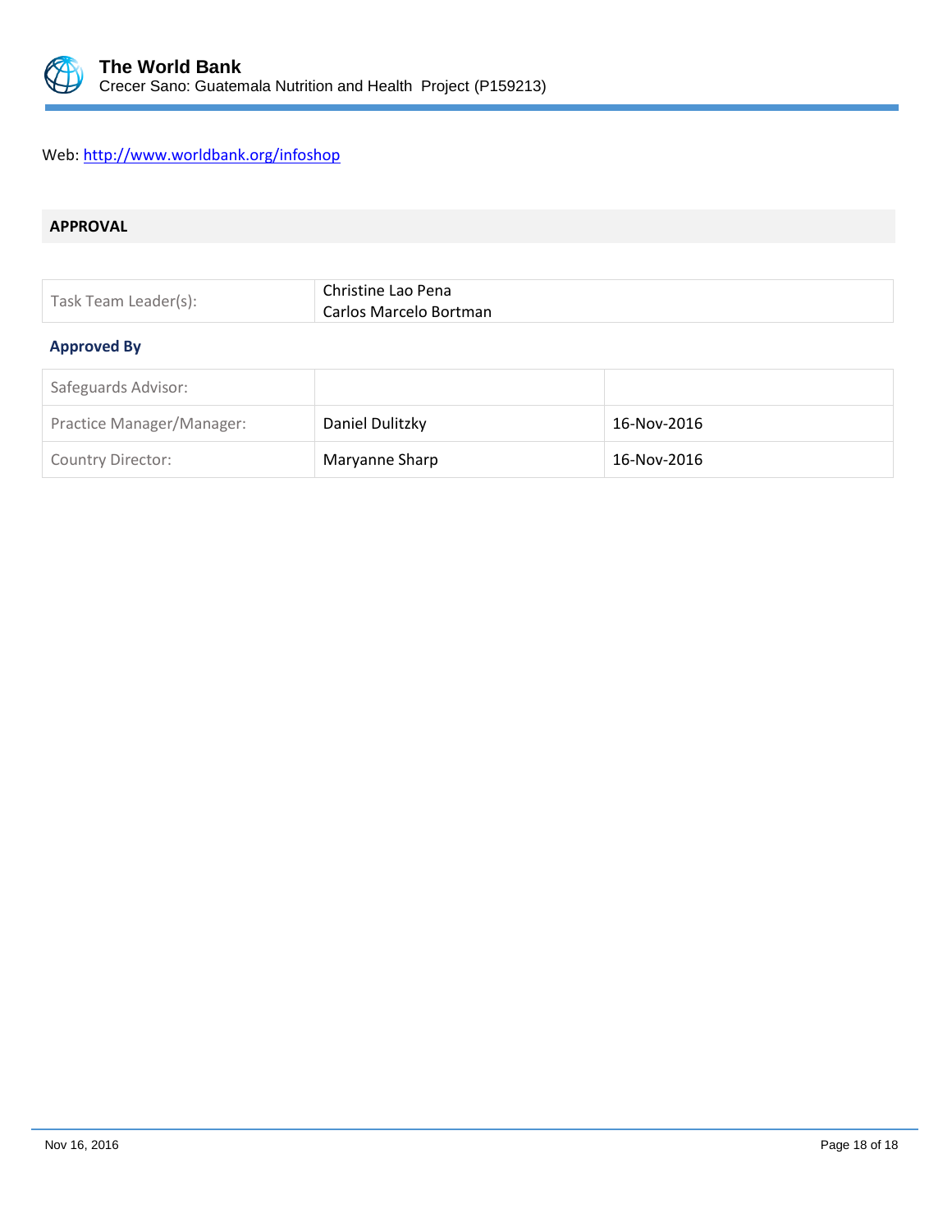Web: http://www.worldbank.org/infoshop

## APPROVAL

| | |
|---|---|
| Task Team Leader(s): | Christine Lao Pena<br>Carlos Marcelo Bortman |

### Approved By

| | | |
|---|---|---|
| Safeguards Advisor: | | |
| Practice Manager/Manager: | Daniel Dulitzky | 16-Nov-2016 |
| Country Director: | Maryanne Sharp | 16-Nov-2016 |